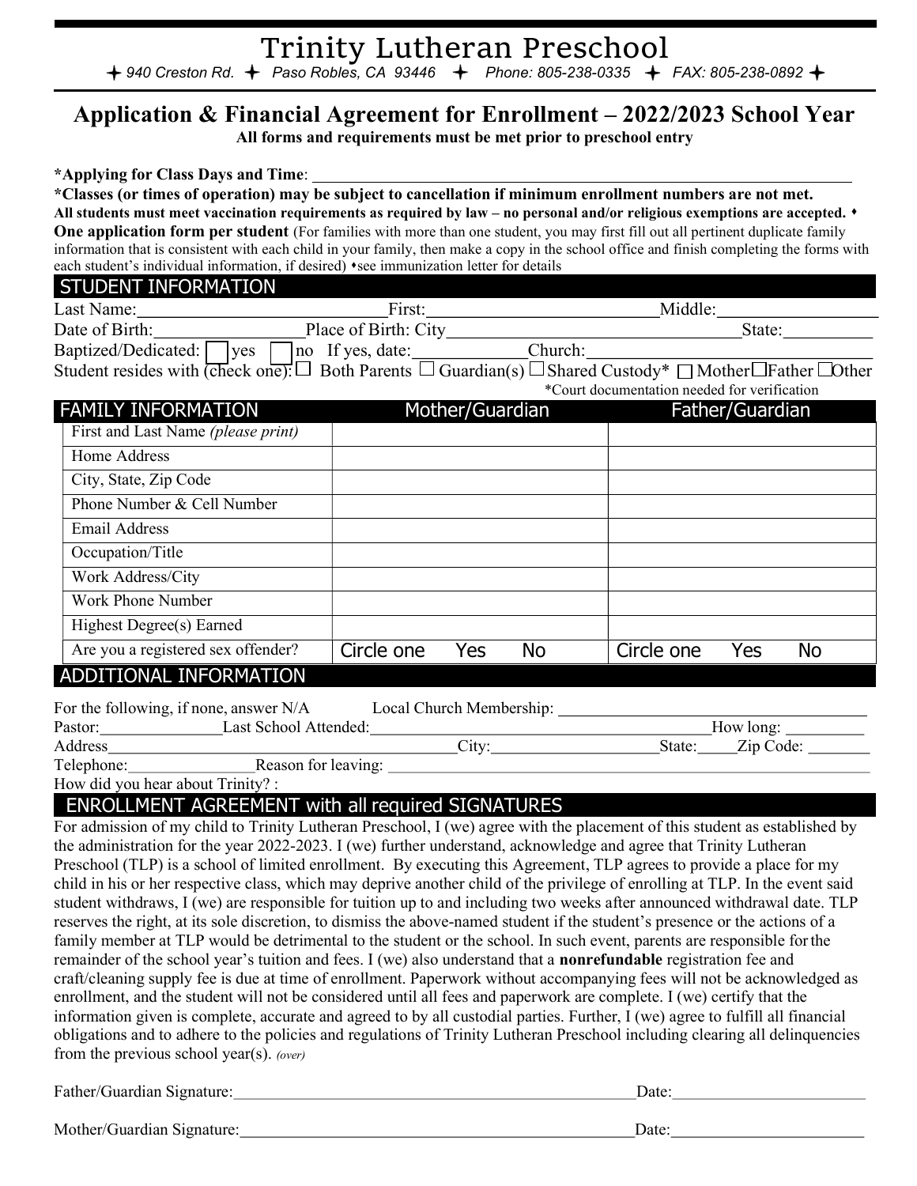# Trinity Lutheran Preschool

✦ 940 Creston Rd. ✦ Paso Robles, CA 93446 ✦ Phone: 805-238-0335 ✦ FAX: 805-238-0892 ✦

## Application & Financial Agreement for Enrollment – 2022/2023 School Year

**All forms and requirements must be met prior to preschool entry**

**\*Applying for Class Days and Time**: ___________________________________________

**\*Classes (or times of operation) may be subject to cancellation if minimum enrollment numbers are not met.**
**All students must meet vaccination requirements as required by law – no personal and/or religious exemptions are accepted.** ⬩
**One application form per student** (For families with more than one student, you may first fill out all pertinent duplicate family information that is consistent with each child in your family, then make a copy in the school office and finish completing the forms with each student's individual information, if desired) ⬩see immunization letter for details

## STUDENT INFORMATION

Last Name:____________________ First:____________________ Middle:______________

Date of Birth:______________ Place of Birth: City______________________ State:________

Baptized/Dedicated: ☐ yes ☐ no If yes, date:__________ Church:________________________

Student resides with (check one): ☐ Both Parents ☐ Guardian(s) ☐ Shared Custody\* ☐ Mother ☐ Father ☐ Other

\*Court documentation needed for verification

## FAMILY INFORMATION

| | Mother/Guardian | Father/Guardian |
|---|---|---|
| First and Last Name *(please print)* | | |
| Home Address | | |
| City, State, Zip Code | | |
| Phone Number & Cell Number | | |
| Email Address | | |
| Occupation/Title | | |
| Work Address/City | | |
| Work Phone Number | | |
| Highest Degree(s) Earned | | |
| Are you a registered sex offender? | Circle one Yes No | Circle one Yes No |

## ADDITIONAL INFORMATION

For the following, if none, answer N/A Local Church Membership: ____________________

Pastor:____________ Last School Attended:______________________________ How long: ________

Address_________________________________ City:________________ State:____ Zip Code: ______

Telephone:____________ Reason for leaving: ____________________________________________

How did you hear about Trinity? :

## ENROLLMENT AGREEMENT with all required SIGNATURES

For admission of my child to Trinity Lutheran Preschool, I (we) agree with the placement of this student as established by the administration for the year 2022-2023. I (we) further understand, acknowledge and agree that Trinity Lutheran Preschool (TLP) is a school of limited enrollment. By executing this Agreement, TLP agrees to provide a place for my child in his or her respective class, which may deprive another child of the privilege of enrolling at TLP. In the event said student withdraws, I (we) are responsible for tuition up to and including two weeks after announced withdrawal date. TLP reserves the right, at its sole discretion, to dismiss the above-named student if the student's presence or the actions of a family member at TLP would be detrimental to the student or the school. In such event, parents are responsible for the remainder of the school year's tuition and fees. I (we) also understand that a **nonrefundable** registration fee and craft/cleaning supply fee is due at time of enrollment. Paperwork without accompanying fees will not be acknowledged as enrollment, and the student will not be considered until all fees and paperwork are complete. I (we) certify that the information given is complete, accurate and agreed to by all custodial parties. Further, I (we) agree to fulfill all financial obligations and to adhere to the policies and regulations of Trinity Lutheran Preschool including clearing all delinquencies from the previous school year(s). *(over)*

Father/Guardian Signature:________________________________________ Date:____________________

Mother/Guardian Signature:________________________________________ Date:____________________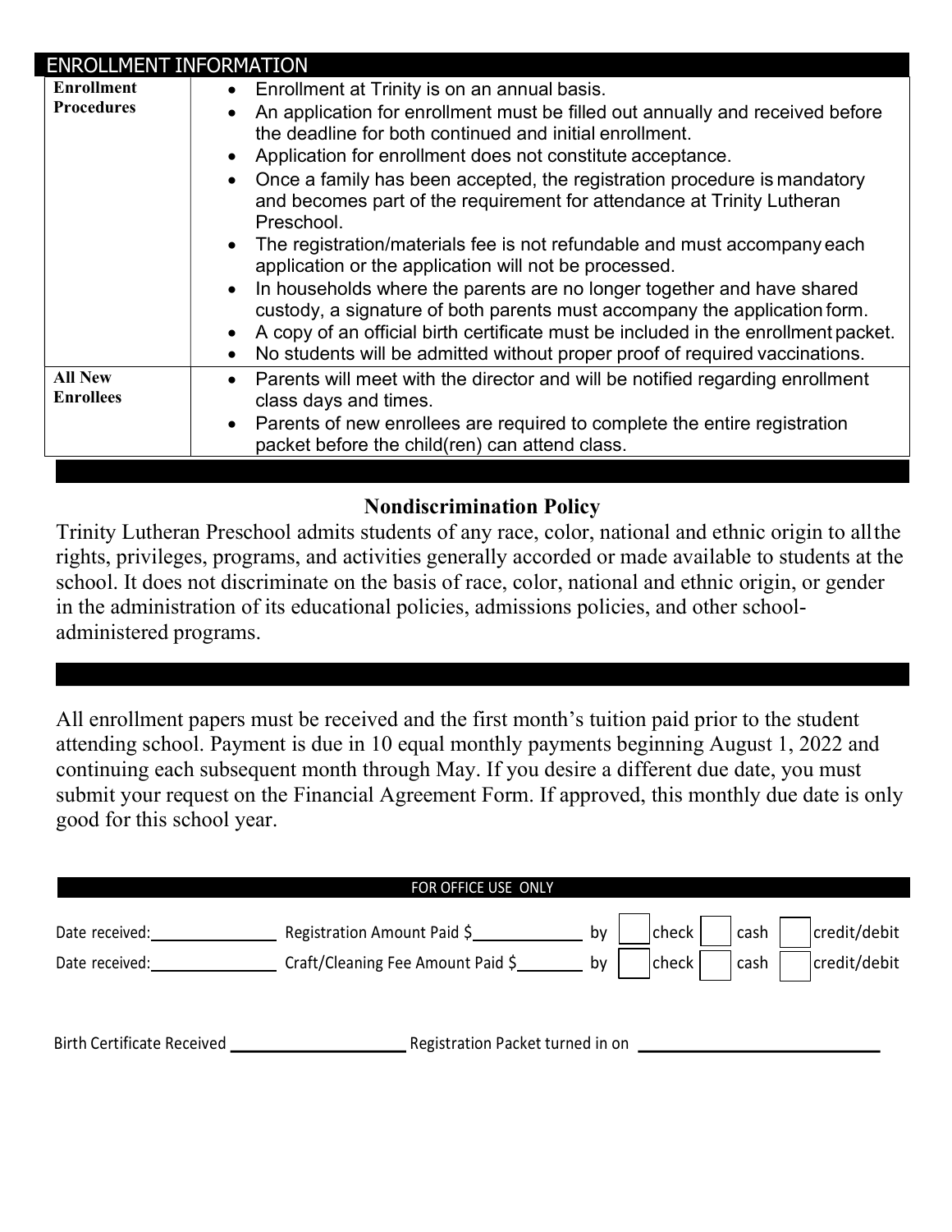## ENROLLMENT INFORMATION

| | |
|---|---|
| **Enrollment Procedures** | • Enrollment at Trinity is on an annual basis.<br>• An application for enrollment must be filled out annually and received before the deadline for both continued and initial enrollment.<br>• Application for enrollment does not constitute acceptance.<br>• Once a family has been accepted, the registration procedure is mandatory and becomes part of the requirement for attendance at Trinity Lutheran Preschool.<br>• The registration/materials fee is not refundable and must accompany each application or the application will not be processed.<br>• In households where the parents are no longer together and have shared custody, a signature of both parents must accompany the application form.<br>• A copy of an official birth certificate must be included in the enrollment packet.<br>• No students will be admitted without proper proof of required vaccinations. |
| **All New Enrollees** | • Parents will meet with the director and will be notified regarding enrollment class days and times.<br>• Parents of new enrollees are required to complete the entire registration packet before the child(ren) can attend class. |

### Nondiscrimination Policy

Trinity Lutheran Preschool admits students of any race, color, national and ethnic origin to all the rights, privileges, programs, and activities generally accorded or made available to students at the school. It does not discriminate on the basis of race, color, national and ethnic origin, or gender in the administration of its educational policies, admissions policies, and other school-administered programs.

All enrollment papers must be received and the first month's tuition paid prior to the student attending school. Payment is due in 10 equal monthly payments beginning August 1, 2022 and continuing each subsequent month through May. If you desire a different due date, you must submit your request on the Financial Agreement Form. If approved, this monthly due date is only good for this school year.

**FOR OFFICE USE ONLY**

Date received:\_\_\_\_\_\_\_\_\_\_ Registration Amount Paid $\_\_\_\_\_\_\_\_\_\_ by ☐ check ☐ cash ☐ credit/debit

Date received:\_\_\_\_\_\_\_\_\_\_ Craft/Cleaning Fee Amount Paid $\_\_\_\_\_\_\_\_ by ☐ check ☐ cash ☐ credit/debit

Birth Certificate Received \_\_\_\_\_\_\_\_\_\_\_\_\_\_\_\_ Registration Packet turned in on \_\_\_\_\_\_\_\_\_\_\_\_\_\_\_\_\_\_\_\_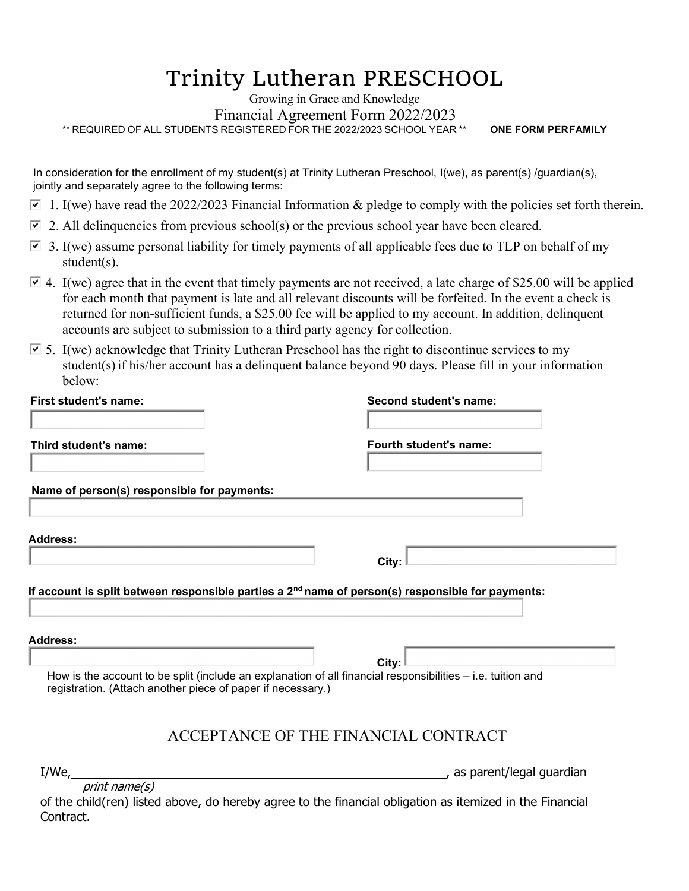# Trinity Lutheran PRESCHOOL

Growing in Grace and Knowledge

## Financial Agreement Form 2022/2023

** REQUIRED OF ALL STUDENTS REGISTERED FOR THE 2022/2023 SCHOOL YEAR ** **ONE FORM PER FAMILY**

In consideration for the enrollment of my student(s) at Trinity Lutheran Preschool, I(we), as parent(s) /guardian(s), jointly and separately agree to the following terms:

- ☑ 1. I(we) have read the 2022/2023 Financial Information & pledge to comply with the policies set forth therein.
- ☑ 2. All delinquencies from previous school(s) or the previous school year have been cleared.
- ☑ 3. I(we) assume personal liability for timely payments of all applicable fees due to TLP on behalf of my student(s).
- ☑ 4. I(we) agree that in the event that timely payments are not received, a late charge of $25.00 will be applied for each month that payment is late and all relevant discounts will be forfeited. In the event a check is returned for non-sufficient funds, a $25.00 fee will be applied to my account. In addition, delinquent accounts are subject to submission to a third party agency for collection.
- ☑ 5. I(we) acknowledge that Trinity Lutheran Preschool has the right to discontinue services to my student(s) if his/her account has a delinquent balance beyond 90 days. Please fill in your information below:

**First student's name:** ____________________

**Second student's name:** ____________________

**Third student's name:** ____________________

**Fourth student's name:** ____________________

**Name of person(s) responsible for payments:** ____________________

**Address:** ____________________ **City:** ____________________

**If account is split between responsible parties a 2nd name of person(s) responsible for payments:** ____________________

**Address:** ____________________ **City:** ____________________

How is the account to be split (include an explanation of all financial responsibilities – i.e. tuition and registration. (Attach another piece of paper if necessary.)

## ACCEPTANCE OF THE FINANCIAL CONTRACT

I/We, ________________________________________, as parent/legal guardian
*print name(s)*

of the child(ren) listed above, do hereby agree to the financial obligation as itemized in the Financial Contract.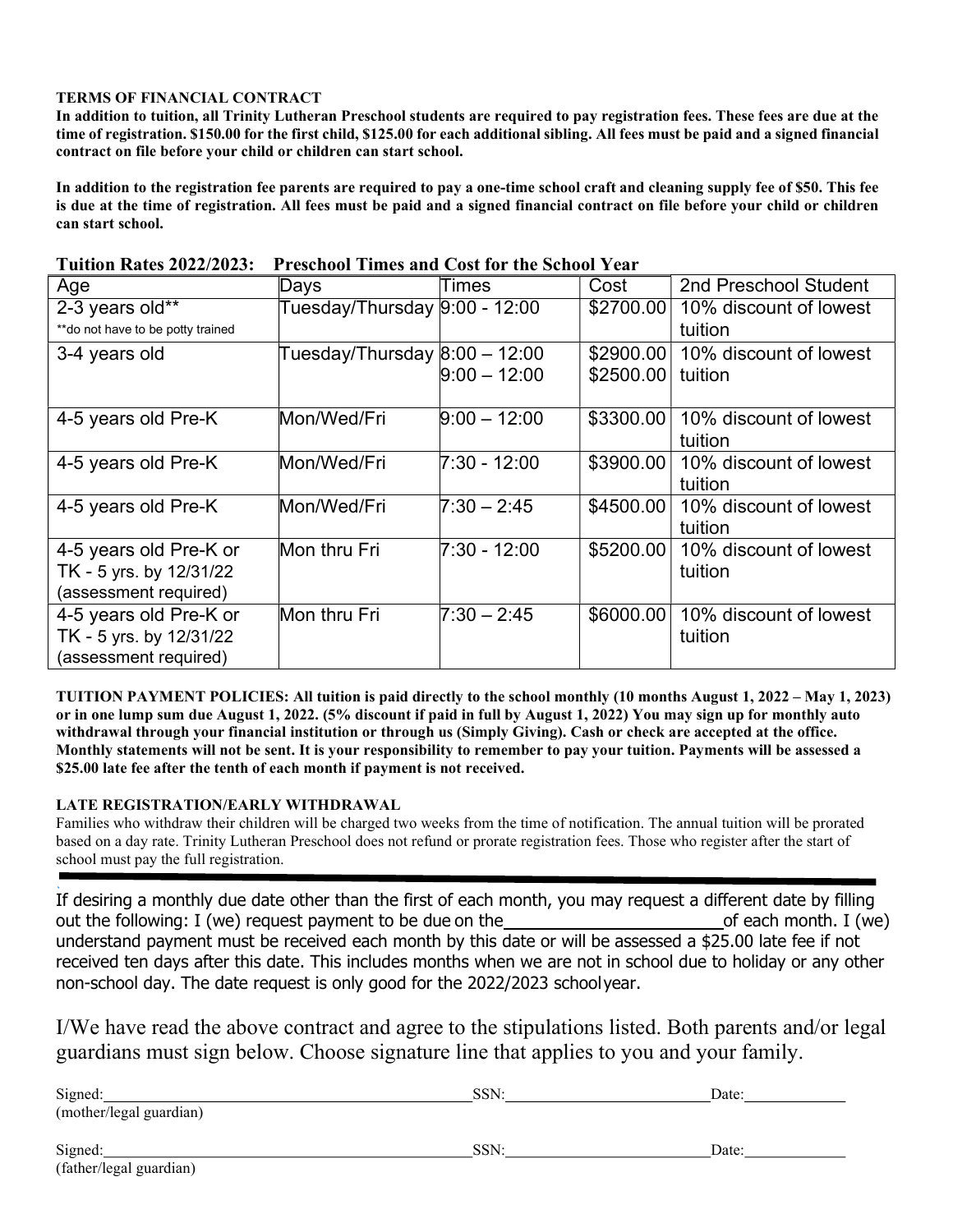**TERMS OF FINANCIAL CONTRACT**

**In addition to tuition, all Trinity Lutheran Preschool students are required to pay registration fees. These fees are due at the time of registration. $150.00 for the first child, $125.00 for each additional sibling. All fees must be paid and a signed financial contract on file before your child or children can start school.**

**In addition to the registration fee parents are required to pay a one-time school craft and cleaning supply fee of $50. This fee is due at the time of registration. All fees must be paid and a signed financial contract on file before your child or children can start school.**

**Tuition Rates 2022/2023: Preschool Times and Cost for the School Year**

| Age | Days | Times | Cost | 2nd Preschool Student |
|---|---|---|---|---|
| 2-3 years old** <br>**do not have to be potty trained | Tuesday/Thursday | 9:00 - 12:00 | $2700.00 | 10% discount of lowest tuition |
| 3-4 years old | Tuesday/Thursday | 8:00 – 12:00<br>9:00 – 12:00 | $2900.00<br>$2500.00 | 10% discount of lowest tuition |
| 4-5 years old Pre-K | Mon/Wed/Fri | 9:00 – 12:00 | $3300.00 | 10% discount of lowest tuition |
| 4-5 years old Pre-K | Mon/Wed/Fri | 7:30 - 12:00 | $3900.00 | 10% discount of lowest tuition |
| 4-5 years old Pre-K | Mon/Wed/Fri | 7:30 – 2:45 | $4500.00 | 10% discount of lowest tuition |
| 4-5 years old Pre-K or TK - 5 yrs. by 12/31/22 (assessment required) | Mon thru Fri | 7:30 - 12:00 | $5200.00 | 10% discount of lowest tuition |
| 4-5 years old Pre-K or TK - 5 yrs. by 12/31/22 (assessment required) | Mon thru Fri | 7:30 – 2:45 | $6000.00 | 10% discount of lowest tuition |

**TUITION PAYMENT POLICIES: All tuition is paid directly to the school monthly (10 months August 1, 2022 – May 1, 2023) or in one lump sum due August 1, 2022. (5% discount if paid in full by August 1, 2022) You may sign up for monthly auto withdrawal through your financial institution or through us (Simply Giving). Cash or check are accepted at the office. Monthly statements will not be sent. It is your responsibility to remember to pay your tuition. Payments will be assessed a $25.00 late fee after the tenth of each month if payment is not received.**

**LATE REGISTRATION/EARLY WITHDRAWAL**

Families who withdraw their children will be charged two weeks from the time of notification. The annual tuition will be prorated based on a day rate. Trinity Lutheran Preschool does not refund or prorate registration fees. Those who register after the start of school must pay the full registration.

---

If desiring a monthly due date other than the first of each month, you may request a different date by filling out the following: I (we) request payment to be due on the ________________________ of each month. I (we) understand payment must be received each month by this date or will be assessed a $25.00 late fee if not received ten days after this date. This includes months when we are not in school due to holiday or any other non-school day. The date request is only good for the 2022/2023 school year.

I/We have read the above contract and agree to the stipulations listed. Both parents and/or legal guardians must sign below. Choose signature line that applies to you and your family.

Signed: ______________________________________ SSN: ________________________ Date: ____________
(mother/legal guardian)

Signed: ______________________________________ SSN: ________________________ Date: ____________
(father/legal guardian)